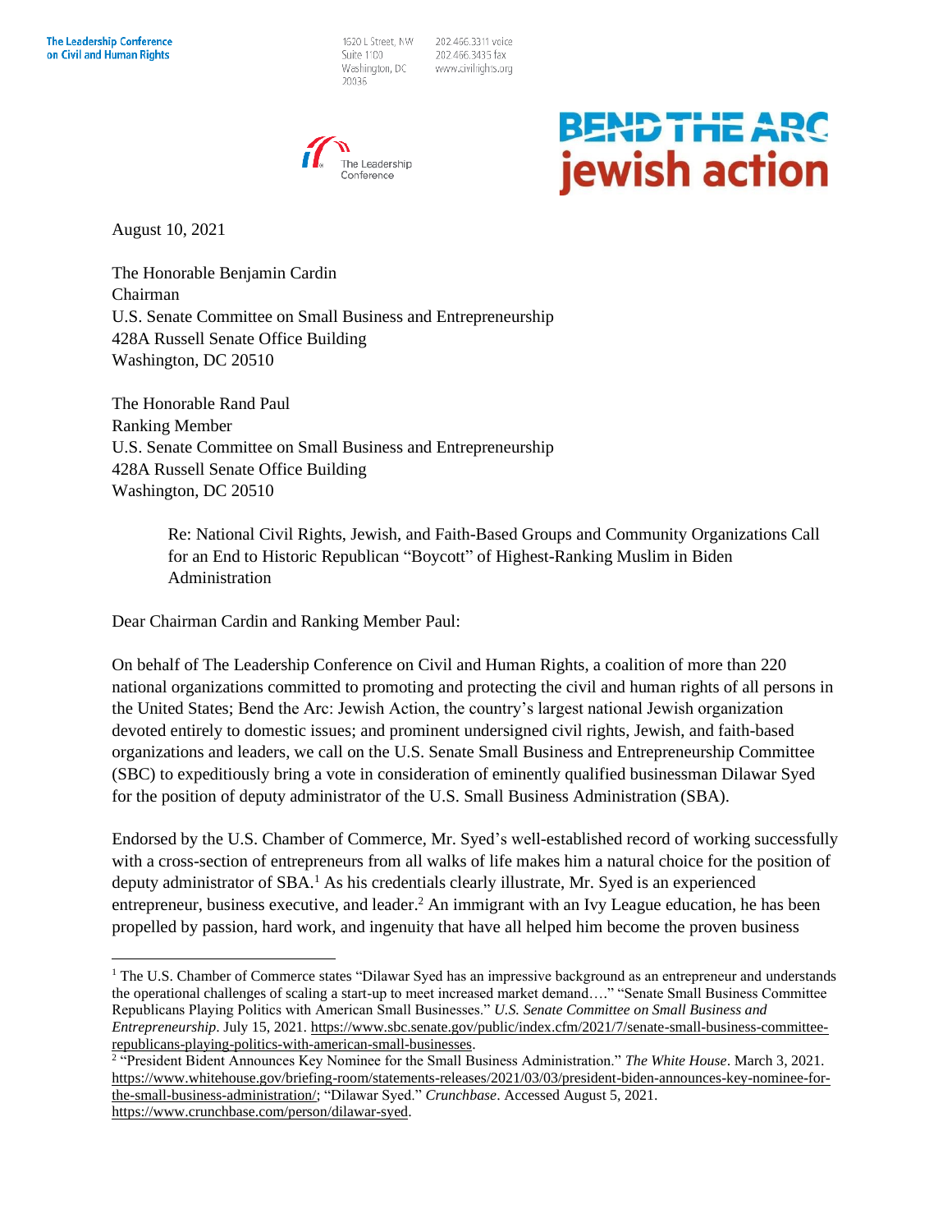**The Leadership Conference on Civil and Human Rights**

1620 L Street, NW
Suite 1100
Washington, DC
20036

202.466.3311 voice
202.466.3435 fax
www.civilrights.org

The Leadership Conference

**BEND THE ARC jewish action**

August 10, 2021

The Honorable Benjamin Cardin
Chairman
U.S. Senate Committee on Small Business and Entrepreneurship
428A Russell Senate Office Building
Washington, DC 20510

The Honorable Rand Paul
Ranking Member
U.S. Senate Committee on Small Business and Entrepreneurship
428A Russell Senate Office Building
Washington, DC 20510

Re: National Civil Rights, Jewish, and Faith-Based Groups and Community Organizations Call for an End to Historic Republican "Boycott" of Highest-Ranking Muslim in Biden Administration

Dear Chairman Cardin and Ranking Member Paul:

On behalf of The Leadership Conference on Civil and Human Rights, a coalition of more than 220 national organizations committed to promoting and protecting the civil and human rights of all persons in the United States; Bend the Arc: Jewish Action, the country's largest national Jewish organization devoted entirely to domestic issues; and prominent undersigned civil rights, Jewish, and faith-based organizations and leaders, we call on the U.S. Senate Small Business and Entrepreneurship Committee (SBC) to expeditiously bring a vote in consideration of eminently qualified businessman Dilawar Syed for the position of deputy administrator of the U.S. Small Business Administration (SBA).

Endorsed by the U.S. Chamber of Commerce, Mr. Syed's well-established record of working successfully with a cross-section of entrepreneurs from all walks of life makes him a natural choice for the position of deputy administrator of SBA.[1] As his credentials clearly illustrate, Mr. Syed is an experienced entrepreneur, business executive, and leader.[2] An immigrant with an Ivy League education, he has been propelled by passion, hard work, and ingenuity that have all helped him become the proven business

---

[1] The U.S. Chamber of Commerce states "Dilawar Syed has an impressive background as an entrepreneur and understands the operational challenges of scaling a start-up to meet increased market demand…." "Senate Small Business Committee Republicans Playing Politics with American Small Businesses." *U.S. Senate Committee on Small Business and Entrepreneurship*. July 15, 2021. https://www.sbc.senate.gov/public/index.cfm/2021/7/senate-small-business-committee-republicans-playing-politics-with-american-small-businesses.

[2] "President Bident Announces Key Nominee for the Small Business Administration." *The White House*. March 3, 2021. https://www.whitehouse.gov/briefing-room/statements-releases/2021/03/03/president-biden-announces-key-nominee-for-the-small-business-administration/; "Dilawar Syed." *Crunchbase*. Accessed August 5, 2021. https://www.crunchbase.com/person/dilawar-syed.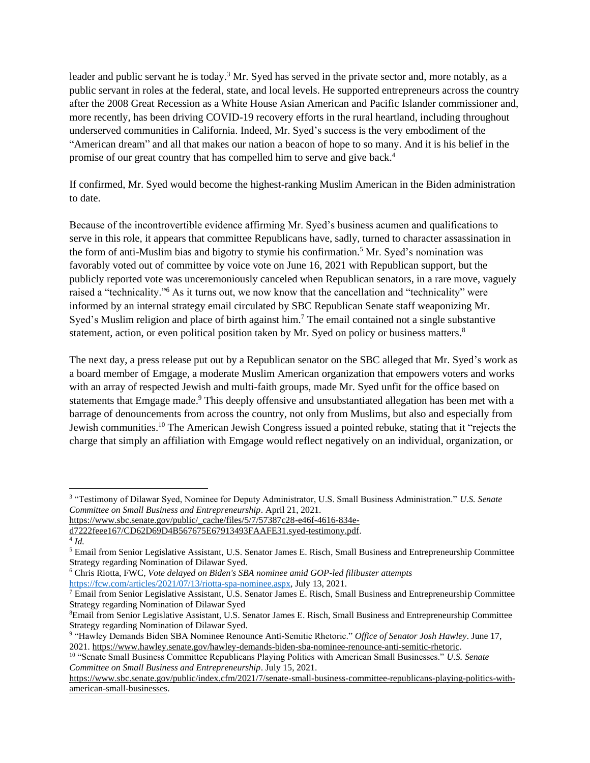leader and public servant he is today.[3] Mr. Syed has served in the private sector and, more notably, as a public servant in roles at the federal, state, and local levels. He supported entrepreneurs across the country after the 2008 Great Recession as a White House Asian American and Pacific Islander commissioner and, more recently, has been driving COVID-19 recovery efforts in the rural heartland, including throughout underserved communities in California. Indeed, Mr. Syed's success is the very embodiment of the "American dream" and all that makes our nation a beacon of hope to so many. And it is his belief in the promise of our great country that has compelled him to serve and give back.[4]

If confirmed, Mr. Syed would become the highest-ranking Muslim American in the Biden administration to date.

Because of the incontrovertible evidence affirming Mr. Syed's business acumen and qualifications to serve in this role, it appears that committee Republicans have, sadly, turned to character assassination in the form of anti-Muslim bias and bigotry to stymie his confirmation.[5] Mr. Syed's nomination was favorably voted out of committee by voice vote on June 16, 2021 with Republican support, but the publicly reported vote was unceremoniously canceled when Republican senators, in a rare move, vaguely raised a "technicality."[6] As it turns out, we now know that the cancellation and "technicality" were informed by an internal strategy email circulated by SBC Republican Senate staff weaponizing Mr. Syed's Muslim religion and place of birth against him.[7] The email contained not a single substantive statement, action, or even political position taken by Mr. Syed on policy or business matters.[8]

The next day, a press release put out by a Republican senator on the SBC alleged that Mr. Syed's work as a board member of Emgage, a moderate Muslim American organization that empowers voters and works with an array of respected Jewish and multi-faith groups, made Mr. Syed unfit for the office based on statements that Emgage made.[9] This deeply offensive and unsubstantiated allegation has been met with a barrage of denouncements from across the country, not only from Muslims, but also and especially from Jewish communities.[10] The American Jewish Congress issued a pointed rebuke, stating that it "rejects the charge that simply an affiliation with Emgage would reflect negatively on an individual, organization, or

---

[3] "Testimony of Dilawar Syed, Nominee for Deputy Administrator, U.S. Small Business Administration." *U.S. Senate Committee on Small Business and Entrepreneurship*. April 21, 2021. https://www.sbc.senate.gov/public/_cache/files/5/7/57387c28-e46f-4616-834e-d7222feee167/CD62D69D4B567675E67913493FAAFE31.syed-testimony.pdf.

[4] *Id.*

[5] Email from Senior Legislative Assistant, U.S. Senator James E. Risch, Small Business and Entrepreneurship Committee Strategy regarding Nomination of Dilawar Syed.

[6] Chris Riotta, FWC, *Vote delayed on Biden's SBA nominee amid GOP-led filibuster attempts* https://fcw.com/articles/2021/07/13/riotta-spa-nominee.aspx, July 13, 2021.

[7] Email from Senior Legislative Assistant, U.S. Senator James E. Risch, Small Business and Entrepreneurship Committee Strategy regarding Nomination of Dilawar Syed

[8] Email from Senior Legislative Assistant, U.S. Senator James E. Risch, Small Business and Entrepreneurship Committee Strategy regarding Nomination of Dilawar Syed.

[9] "Hawley Demands Biden SBA Nominee Renounce Anti-Semitic Rhetoric." *Office of Senator Josh Hawley*. June 17, 2021. https://www.hawley.senate.gov/hawley-demands-biden-sba-nominee-renounce-anti-semitic-rhetoric.

[10] "Senate Small Business Committee Republicans Playing Politics with American Small Businesses." *U.S. Senate Committee on Small Business and Entrepreneurship*. July 15, 2021. https://www.sbc.senate.gov/public/index.cfm/2021/7/senate-small-business-committee-republicans-playing-politics-with-american-small-businesses.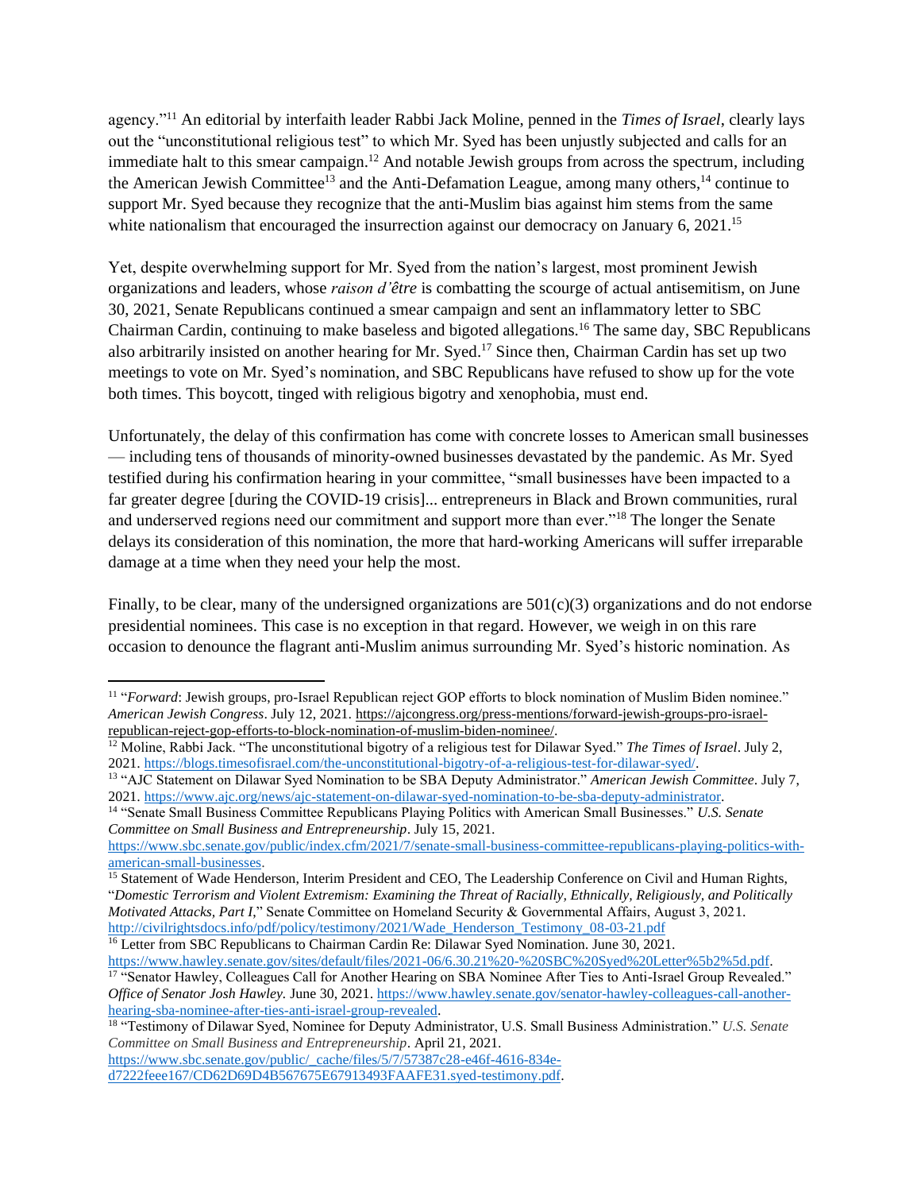agency."[11] An editorial by interfaith leader Rabbi Jack Moline, penned in the *Times of Israel*, clearly lays out the "unconstitutional religious test" to which Mr. Syed has been unjustly subjected and calls for an immediate halt to this smear campaign.[12] And notable Jewish groups from across the spectrum, including the American Jewish Committee[13] and the Anti-Defamation League, among many others,[14] continue to support Mr. Syed because they recognize that the anti-Muslim bias against him stems from the same white nationalism that encouraged the insurrection against our democracy on January 6, 2021.[15]

Yet, despite overwhelming support for Mr. Syed from the nation's largest, most prominent Jewish organizations and leaders, whose *raison d'être* is combatting the scourge of actual antisemitism, on June 30, 2021, Senate Republicans continued a smear campaign and sent an inflammatory letter to SBC Chairman Cardin, continuing to make baseless and bigoted allegations.[16] The same day, SBC Republicans also arbitrarily insisted on another hearing for Mr. Syed.[17] Since then, Chairman Cardin has set up two meetings to vote on Mr. Syed's nomination, and SBC Republicans have refused to show up for the vote both times. This boycott, tinged with religious bigotry and xenophobia, must end.

Unfortunately, the delay of this confirmation has come with concrete losses to American small businesses — including tens of thousands of minority-owned businesses devastated by the pandemic. As Mr. Syed testified during his confirmation hearing in your committee, "small businesses have been impacted to a far greater degree [during the COVID-19 crisis]... entrepreneurs in Black and Brown communities, rural and underserved regions need our commitment and support more than ever."[18] The longer the Senate delays its consideration of this nomination, the more that hard-working Americans will suffer irreparable damage at a time when they need your help the most.

Finally, to be clear, many of the undersigned organizations are 501(c)(3) organizations and do not endorse presidential nominees. This case is no exception in that regard. However, we weigh in on this rare occasion to denounce the flagrant anti-Muslim animus surrounding Mr. Syed's historic nomination. As

---

[11] "*Forward*: Jewish groups, pro-Israel Republican reject GOP efforts to block nomination of Muslim Biden nominee." *American Jewish Congress*. July 12, 2021. https://ajcongress.org/press-mentions/forward-jewish-groups-pro-israel-republican-reject-gop-efforts-to-block-nomination-of-muslim-biden-nominee/.

[12] Moline, Rabbi Jack. "The unconstitutional bigotry of a religious test for Dilawar Syed." *The Times of Israel*. July 2, 2021. https://blogs.timesofisrael.com/the-unconstitutional-bigotry-of-a-religious-test-for-dilawar-syed/.

[13] "AJC Statement on Dilawar Syed Nomination to be SBA Deputy Administrator." *American Jewish Committee*. July 7, 2021. https://www.ajc.org/news/ajc-statement-on-dilawar-syed-nomination-to-be-sba-deputy-administrator.

[14] "Senate Small Business Committee Republicans Playing Politics with American Small Businesses." *U.S. Senate Committee on Small Business and Entrepreneurship*. July 15, 2021. https://www.sbc.senate.gov/public/index.cfm/2021/7/senate-small-business-committee-republicans-playing-politics-with-american-small-businesses.

[15] Statement of Wade Henderson, Interim President and CEO, The Leadership Conference on Civil and Human Rights, "*Domestic Terrorism and Violent Extremism: Examining the Threat of Racially, Ethnically, Religiously, and Politically Motivated Attacks, Part I*," Senate Committee on Homeland Security & Governmental Affairs, August 3, 2021. http://civilrightsdocs.info/pdf/policy/testimony/2021/Wade_Henderson_Testimony_08-03-21.pdf

[16] Letter from SBC Republicans to Chairman Cardin Re: Dilawar Syed Nomination. June 30, 2021. https://www.hawley.senate.gov/sites/default/files/2021-06/6.30.21%20-%20SBC%20Syed%20Letter%5b2%5d.pdf.

[17] "Senator Hawley, Colleagues Call for Another Hearing on SBA Nominee After Ties to Anti-Israel Group Revealed." *Office of Senator Josh Hawley*. June 30, 2021. https://www.hawley.senate.gov/senator-hawley-colleagues-call-another-hearing-sba-nominee-after-ties-anti-israel-group-revealed.

[18] "Testimony of Dilawar Syed, Nominee for Deputy Administrator, U.S. Small Business Administration." *U.S. Senate Committee on Small Business and Entrepreneurship*. April 21, 2021. https://www.sbc.senate.gov/public/_cache/files/5/7/57387c28-e46f-4616-834e-d7222feee167/CD62D69D4B567675E67913493FAAFE31.syed-testimony.pdf.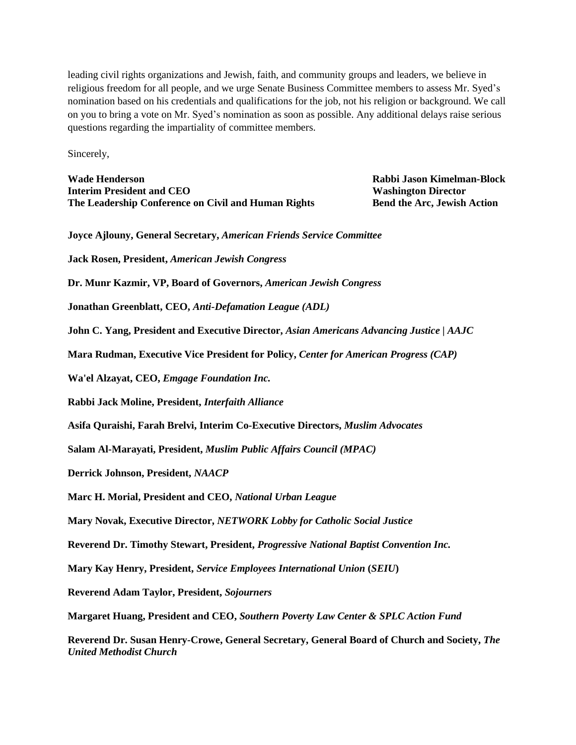leading civil rights organizations and Jewish, faith, and community groups and leaders, we believe in religious freedom for all people, and we urge Senate Business Committee members to assess Mr. Syed's nomination based on his credentials and qualifications for the job, not his religion or background. We call on you to bring a vote on Mr. Syed's nomination as soon as possible. Any additional delays raise serious questions regarding the impartiality of committee members.

Sincerely,

**Wade Henderson**
**Interim President and CEO**
**The Leadership Conference on Civil and Human Rights**

**Rabbi Jason Kimelman-Block**
**Washington Director**
**Bend the Arc, Jewish Action**

**Joyce Ajlouny, General Secretary,** ***American Friends Service Committee***

**Jack Rosen, President,** ***American Jewish Congress***

**Dr. Munr Kazmir, VP, Board of Governors,** ***American Jewish Congress***

**Jonathan Greenblatt, CEO,** ***Anti-Defamation League (ADL)***

**John C. Yang, President and Executive Director,** ***Asian Americans Advancing Justice | AAJC***

**Mara Rudman, Executive Vice President for Policy,** ***Center for American Progress (CAP)***

**Wa'el Alzayat, CEO,** ***Emgage Foundation Inc.***

**Rabbi Jack Moline, President,** ***Interfaith Alliance***

**Asifa Quraishi, Farah Brelvi, Interim Co-Executive Directors,** ***Muslim Advocates***

**Salam Al-Marayati, President,** ***Muslim Public Affairs Council (MPAC)***

**Derrick Johnson, President,** ***NAACP***

**Marc H. Morial, President and CEO,** ***National Urban League***

**Mary Novak, Executive Director,** ***NETWORK Lobby for Catholic Social Justice***

**Reverend Dr. Timothy Stewart, President,** ***Progressive National Baptist Convention Inc.***

**Mary Kay Henry, President,** ***Service Employees International Union*** **(*SEIU*)**

**Reverend Adam Taylor, President,** ***Sojourners***

**Margaret Huang, President and CEO,** ***Southern Poverty Law Center & SPLC Action Fund***

**Reverend Dr. Susan Henry-Crowe, General Secretary, General Board of Church and Society,** ***The United Methodist Church***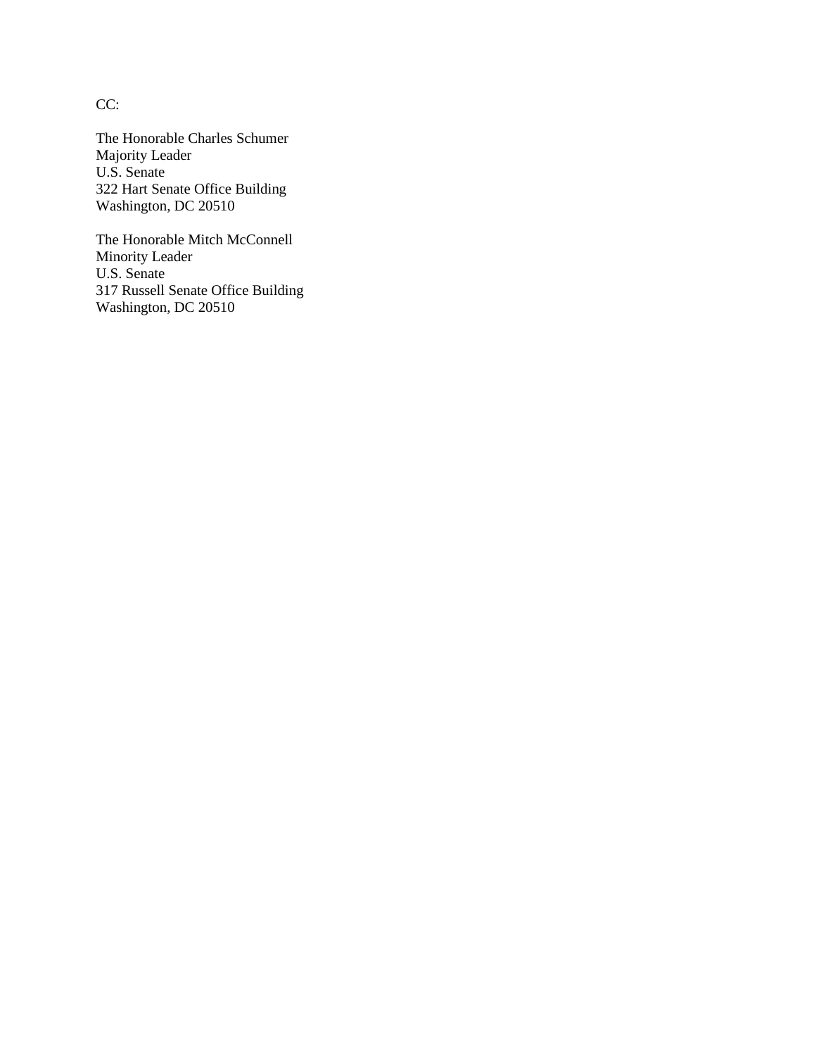CC:

The Honorable Charles Schumer
Majority Leader
U.S. Senate
322 Hart Senate Office Building
Washington, DC 20510

The Honorable Mitch McConnell
Minority Leader
U.S. Senate
317 Russell Senate Office Building
Washington, DC 20510